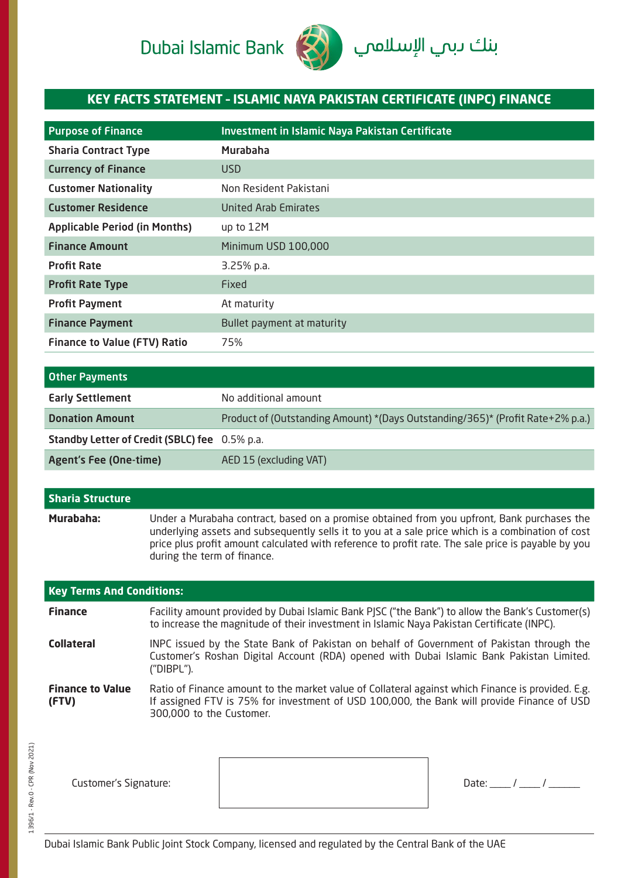Dubai Islamic Bank بنك دبي الإسلامي

# KEY FACTS STATEMENT - ISLAMIC NAYA PAKISTAN CERTIFICATE (INPC) FINANCE

| Purpose of Finance | Investment in Islamic Naya Pakistan Certificate |
|---|---|
| Sharia Contract Type | Murabaha |
| Currency of Finance | USD |
| Customer Nationality | Non Resident Pakistani |
| Customer Residence | United Arab Emirates |
| Applicable Period (in Months) | up to 12M |
| Finance Amount | Minimum USD 100,000 |
| Profit Rate | 3.25% p.a. |
| Profit Rate Type | Fixed |
| Profit Payment | At maturity |
| Finance Payment | Bullet payment at maturity |
| Finance to Value (FTV) Ratio | 75% |

| Other Payments | |
|---|---|
| Early Settlement | No additional amount |
| Donation Amount | Product of (Outstanding Amount) *(Days Outstanding/365)* (Profit Rate+2% p.a.) |
| Standby Letter of Credit (SBLC) fee | 0.5% p.a. |
| Agent's Fee (One-time) | AED 15 (excluding VAT) |

## Sharia Structure

**Murabaha:** Under a Murabaha contract, based on a promise obtained from you upfront, Bank purchases the underlying assets and subsequently sells it to you at a sale price which is a combination of cost price plus profit amount calculated with reference to profit rate. The sale price is payable by you during the term of finance.

## Key Terms And Conditions:

**Finance** Facility amount provided by Dubai Islamic Bank PJSC ("the Bank") to allow the Bank's Customer(s) to increase the magnitude of their investment in Islamic Naya Pakistan Certificate (INPC).

**Collateral** INPC issued by the State Bank of Pakistan on behalf of Government of Pakistan through the Customer's Roshan Digital Account (RDA) opened with Dubai Islamic Bank Pakistan Limited. ("DIBPL").

**Finance to Value (FTV)** Ratio of Finance amount to the market value of Collateral against which Finance is provided. E.g. If assigned FTV is 75% for investment of USD 100,000, the Bank will provide Finance of USD 300,000 to the Customer.

Customer's Signature: 

Date: ____ / ____ / ______

1396/1 - Rev.0 - CPR (Nov 2021)

Dubai Islamic Bank Public Joint Stock Company, licensed and regulated by the Central Bank of the UAE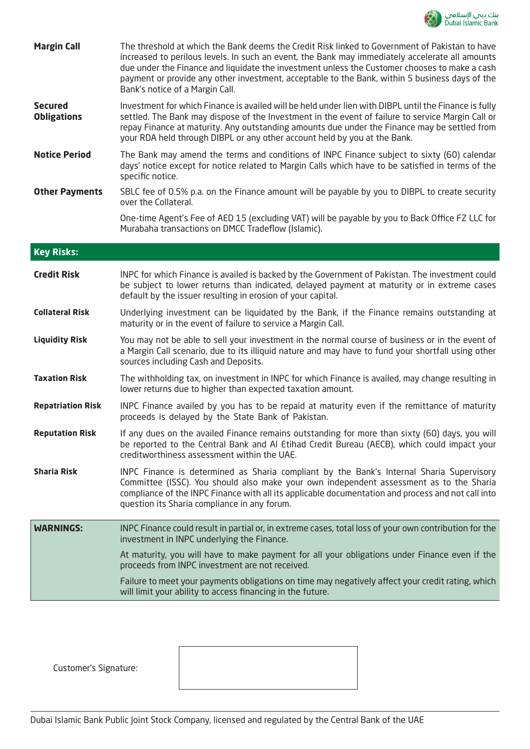**Margin Call** — The threshold at which the Bank deems the Credit Risk linked to Government of Pakistan to have increased to perilous levels. In such an event, the Bank may immediately accelerate all amounts due under the Finance and liquidate the investment unless the Customer chooses to make a cash payment or provide any other investment, acceptable to the Bank, within 5 business days of the Bank's notice of a Margin Call.

**Secured Obligations** — Investment for which Finance is availed will be held under lien with DIBPL until the Finance is fully settled. The Bank may dispose of the Investment in the event of failure to service Margin Call or repay Finance at maturity. Any outstanding amounts due under the Finance may be settled from your RDA held through DIBPL or any other account held by you at the Bank.

**Notice Period** — The Bank may amend the terms and conditions of INPC Finance subject to sixty (60) calendar days' notice except for notice related to Margin Calls which have to be satisfied in terms of the specific notice.

**Other Payments** — SBLC fee of 0.5% p.a. on the Finance amount will be payable by you to DIBPL to create security over the Collateral.

One-time Agent's Fee of AED 15 (excluding VAT) will be payable by you to Back Office FZ LLC for Murabaha transactions on DMCC Tradeflow (Islamic).

## Key Risks:

**Credit Risk** — INPC for which Finance is availed is backed by the Government of Pakistan. The investment could be subject to lower returns than indicated, delayed payment at maturity or in extreme cases default by the issuer resulting in erosion of your capital.

**Collateral Risk** — Underlying investment can be liquidated by the Bank, if the Finance remains outstanding at maturity or in the event of failure to service a Margin Call.

**Liquidity Risk** — You may not be able to sell your investment in the normal course of business or in the event of a Margin Call scenario, due to its illiquid nature and may have to fund your shortfall using other sources including Cash and Deposits.

**Taxation Risk** — The withholding tax, on investment in INPC for which Finance is availed, may change resulting in lower returns due to higher than expected taxation amount.

**Repatriation Risk** — INPC Finance availed by you has to be repaid at maturity even if the remittance of maturity proceeds is delayed by the State Bank of Pakistan.

**Reputation Risk** — If any dues on the availed Finance remains outstanding for more than sixty (60) days, you will be reported to the Central Bank and Al Etihad Credit Bureau (AECB), which could impact your creditworthiness assessment within the UAE.

**Sharia Risk** — INPC Finance is determined as Sharia compliant by the Bank's Internal Sharia Supervisory Committee (ISSC). You should also make your own independent assessment as to the Sharia compliance of the INPC Finance with all its applicable documentation and process and not call into question its Sharia compliance in any forum.

**WARNINGS:**

INPC Finance could result in partial or, in extreme cases, total loss of your own contribution for the investment in INPC underlying the Finance.

At maturity, you will have to make payment for all your obligations under Finance even if the proceeds from INPC investment are not received.

Failure to meet your payments obligations on time may negatively affect your credit rating, which will limit your ability to access financing in the future.

Customer's Signature:

Dubai Islamic Bank Public Joint Stock Company, licensed and regulated by the Central Bank of the UAE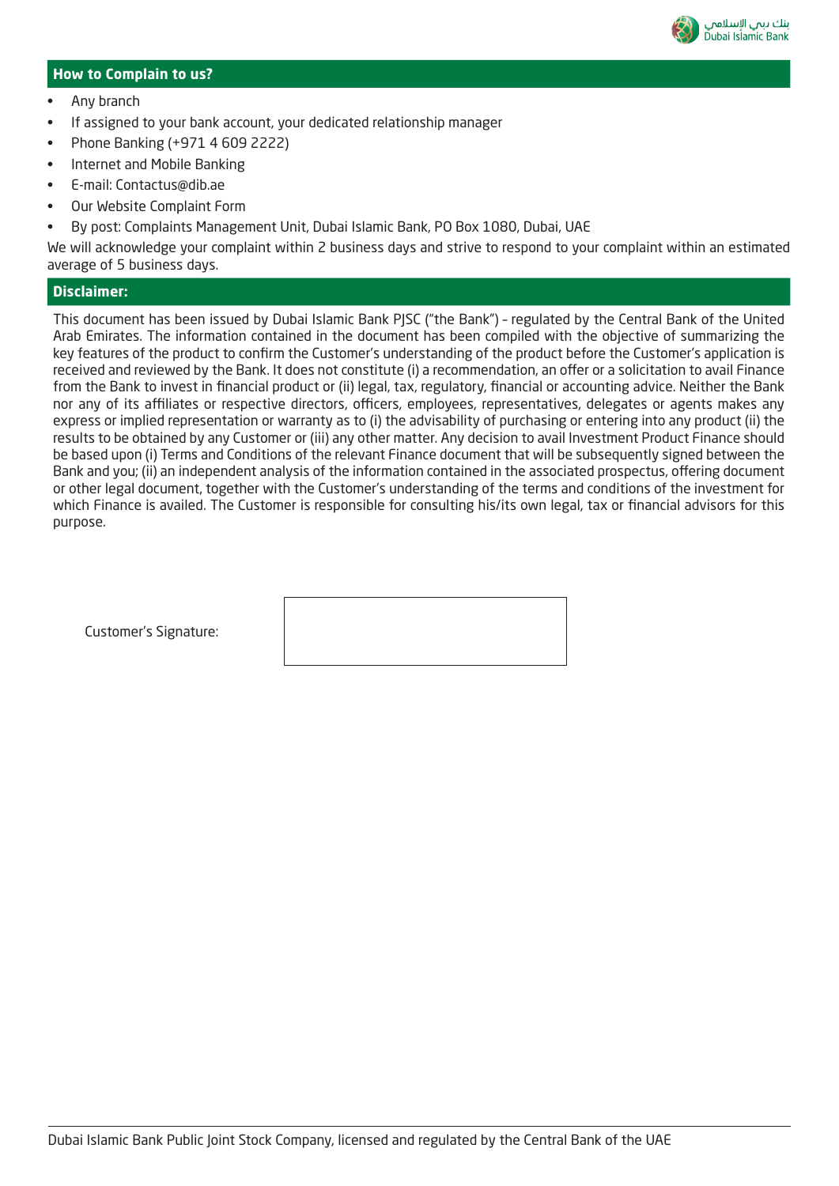## How to Complain to us?

- Any branch
- If assigned to your bank account, your dedicated relationship manager
- Phone Banking (+971 4 609 2222)
- Internet and Mobile Banking
- E-mail: Contactus@dib.ae
- Our Website Complaint Form
- By post: Complaints Management Unit, Dubai Islamic Bank, PO Box 1080, Dubai, UAE

We will acknowledge your complaint within 2 business days and strive to respond to your complaint within an estimated average of 5 business days.

## Disclaimer:

This document has been issued by Dubai Islamic Bank PJSC ("the Bank") - regulated by the Central Bank of the United Arab Emirates. The information contained in the document has been compiled with the objective of summarizing the key features of the product to confirm the Customer's understanding of the product before the Customer's application is received and reviewed by the Bank. It does not constitute (i) a recommendation, an offer or a solicitation to avail Finance from the Bank to invest in financial product or (ii) legal, tax, regulatory, financial or accounting advice. Neither the Bank nor any of its affiliates or respective directors, officers, employees, representatives, delegates or agents makes any express or implied representation or warranty as to (i) the advisability of purchasing or entering into any product (ii) the results to be obtained by any Customer or (iii) any other matter. Any decision to avail Investment Product Finance should be based upon (i) Terms and Conditions of the relevant Finance document that will be subsequently signed between the Bank and you; (ii) an independent analysis of the information contained in the associated prospectus, offering document or other legal document, together with the Customer's understanding of the terms and conditions of the investment for which Finance is availed. The Customer is responsible for consulting his/its own legal, tax or financial advisors for this purpose.

Customer's Signature: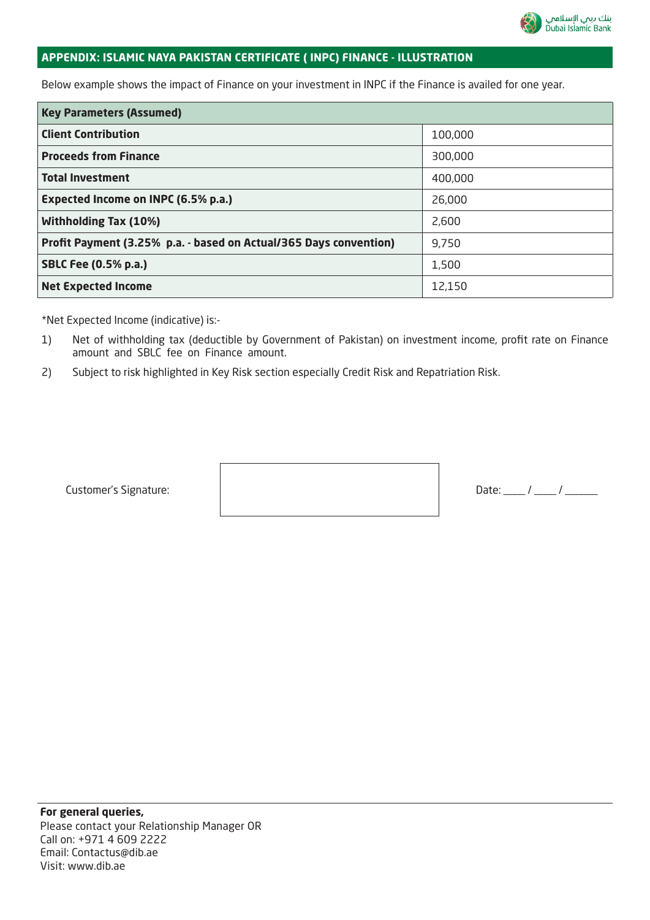## APPENDIX: ISLAMIC NAYA PAKISTAN CERTIFICATE ( INPC) FINANCE - ILLUSTRATION

Below example shows the impact of Finance on your investment in INPC if the Finance is availed for one year.

| **Key Parameters (Assumed)** | |
|---|---|
| **Client Contribution** | 100,000 |
| **Proceeds from Finance** | 300,000 |
| **Total Investment** | 400,000 |
| **Expected Income on INPC (6.5% p.a.)** | 26,000 |
| **Withholding Tax (10%)** | 2,600 |
| **Profit Payment (3.25% p.a. - based on Actual/365 Days convention)** | 9,750 |
| **SBLC Fee (0.5% p.a.)** | 1,500 |
| **Net Expected Income** | 12,150 |

*Net Expected Income (indicative) is:-

1) Net of withholding tax (deductible by Government of Pakistan) on investment income, profit rate on Finance amount and SBLC fee on Finance amount.
2) Subject to risk highlighted in Key Risk section especially Credit Risk and Repatriation Risk.

Customer's Signature:

Date: ____ / ____ / ______

**For general queries,**
Please contact your Relationship Manager OR
Call on: +971 4 609 2222
Email: Contactus@dib.ae
Visit: www.dib.ae